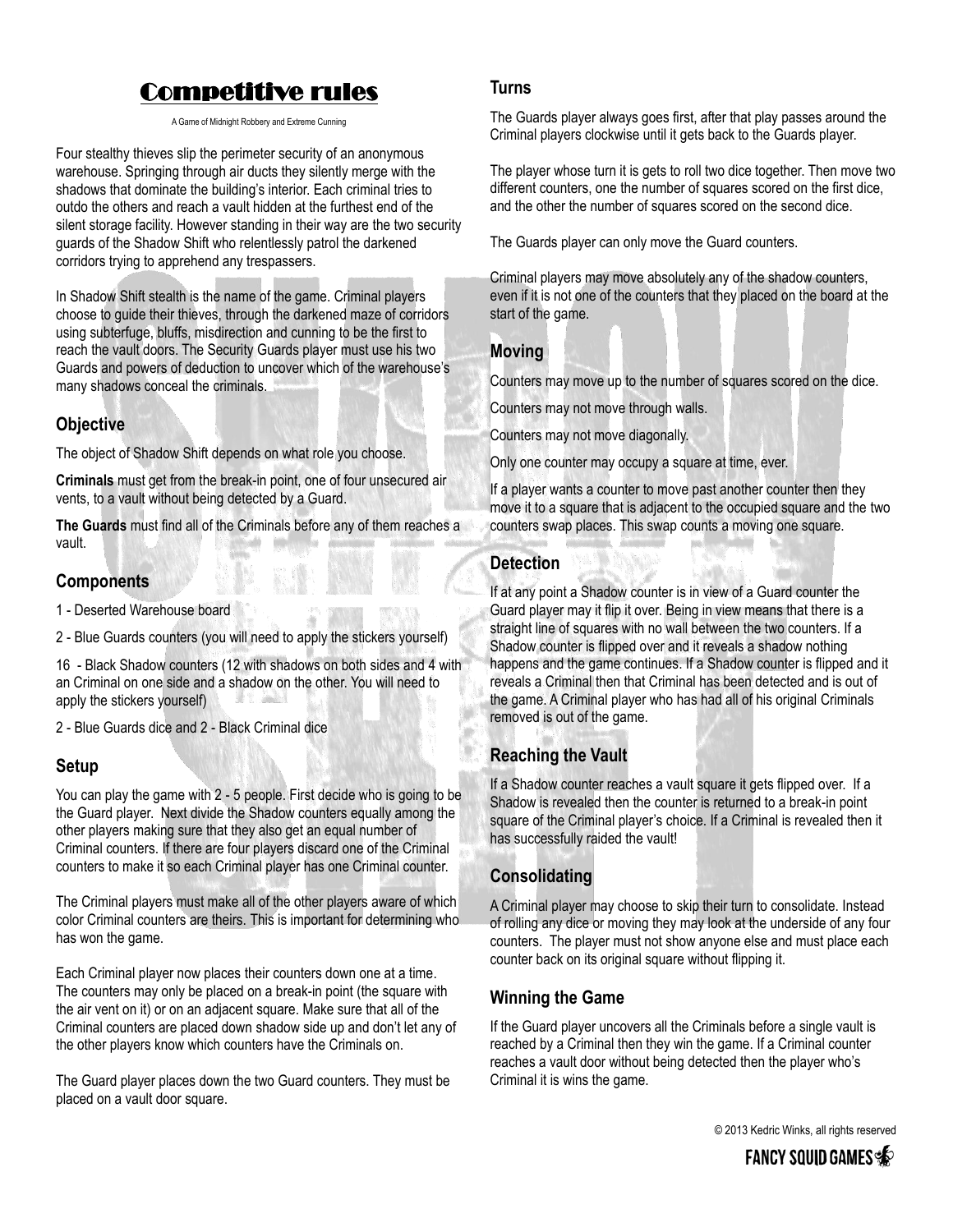# Competitive rules

A Game of Midnight Robbery and Extreme Cunning

Four stealthy thieves slip the perimeter security of an anonymous warehouse. Springing through air ducts they silently merge with the shadows that dominate the building's interior. Each criminal tries to outdo the others and reach a vault hidden at the furthest end of the silent storage facility. However standing in their way are the two security guards of the Shadow Shift who relentlessly patrol the darkened corridors trying to apprehend any trespassers.

In Shadow Shift stealth is the name of the game. Criminal players choose to guide their thieves, through the darkened maze of corridors using subterfuge, bluffs, misdirection and cunning to be the first to reach the vault doors. The Security Guards player must use his two Guards and powers of deduction to uncover which of the warehouse's many shadows conceal the criminals.

## Objective

The object of Shadow Shift depends on what role you choose.

**Criminals** must get from the break-in point, one of four unsecured air vents, to a vault without being detected by a Guard.

**The Guards** must find all of the Criminals before any of them reaches a vault.

## Components

1 - Deserted Warehouse board

2 - Blue Guards counters (you will need to apply the stickers yourself)

16 - Black Shadow counters (12 with shadows on both sides and 4 with an Criminal on one side and a shadow on the other. You will need to apply the stickers yourself)

2 - Blue Guards dice and 2 - Black Criminal dice

## Setup

You can play the game with 2 - 5 people. First decide who is going to be the Guard player. Next divide the Shadow counters equally among the other players making sure that they also get an equal number of Criminal counters. If there are four players discard one of the Criminal counters to make it so each Criminal player has one Criminal counter.

The Criminal players must make all of the other players aware of which color Criminal counters are theirs. This is important for determining who has won the game.

Each Criminal player now places their counters down one at a time. The counters may only be placed on a break-in point (the square with the air vent on it) or on an adjacent square. Make sure that all of the Criminal counters are placed down shadow side up and don't let any of the other players know which counters have the Criminals on.

The Guard player places down the two Guard counters. They must be placed on a vault door square.

## Turns

The Guards player always goes first, after that play passes around the Criminal players clockwise until it gets back to the Guards player.

The player whose turn it is gets to roll two dice together. Then move two different counters, one the number of squares scored on the first dice, and the other the number of squares scored on the second dice.

The Guards player can only move the Guard counters.

Criminal players may move absolutely any of the shadow counters, even if it is not one of the counters that they placed on the board at the start of the game.

## Moving

Counters may move up to the number of squares scored on the dice.

Counters may not move through walls.

Counters may not move diagonally.

Only one counter may occupy a square at time, ever.

If a player wants a counter to move past another counter then they move it to a square that is adjacent to the occupied square and the two counters swap places. This swap counts a moving one square.

## Detection

If at any point a Shadow counter is in view of a Guard counter the Guard player may it flip it over. Being in view means that there is a straight line of squares with no wall between the two counters. If a Shadow counter is flipped over and it reveals a shadow nothing happens and the game continues. If a Shadow counter is flipped and it reveals a Criminal then that Criminal has been detected and is out of the game. A Criminal player who has had all of his original Criminals removed is out of the game.

## Reaching the Vault

If a Shadow counter reaches a vault square it gets flipped over. If a Shadow is revealed then the counter is returned to a break-in point square of the Criminal player's choice. If a Criminal is revealed then it has successfully raided the vault!

## Consolidating

A Criminal player may choose to skip their turn to consolidate. Instead of rolling any dice or moving they may look at the underside of any four counters. The player must not show anyone else and must place each counter back on its original square without flipping it.

## Winning the Game

If the Guard player uncovers all the Criminals before a single vault is reached by a Criminal then they win the game. If a Criminal counter reaches a vault door without being detected then the player who's Criminal it is wins the game.

© 2013 Kedric Winks, all rights reserved

FANCY SQUID GAMES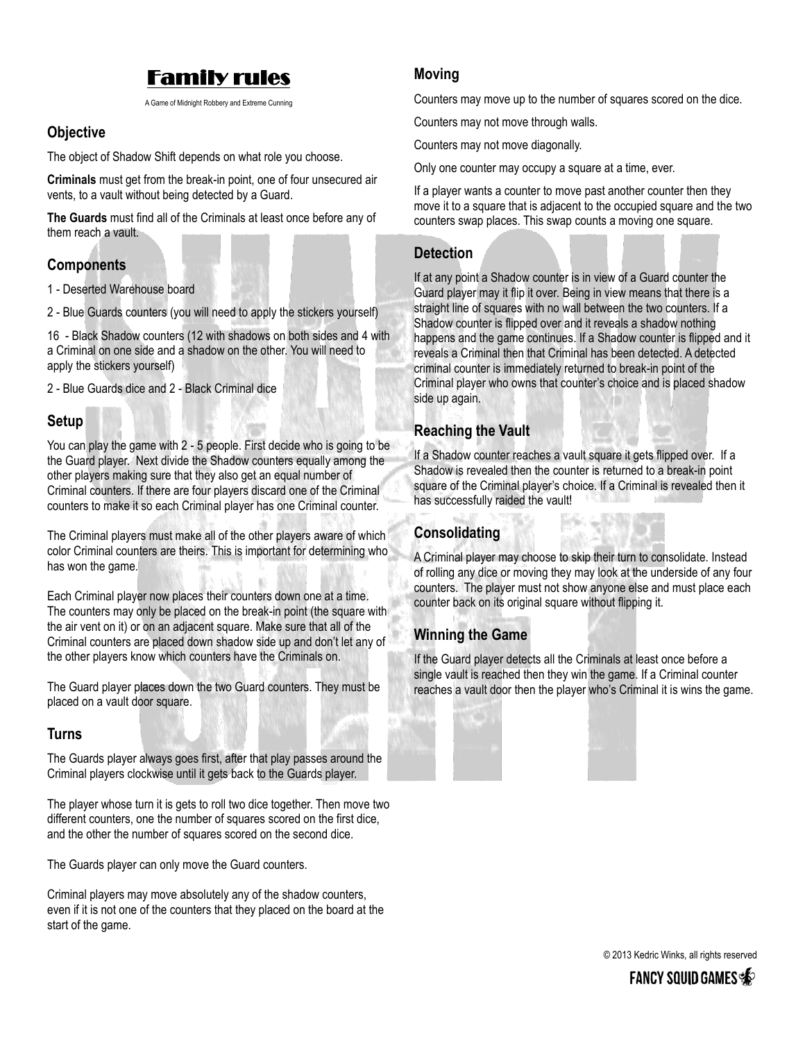# Family rules

A Game of Midnight Robbery and Extreme Cunning

## Objective

The object of Shadow Shift depends on what role you choose.

**Criminals** must get from the break-in point, one of four unsecured air vents, to a vault without being detected by a Guard.

**The Guards** must find all of the Criminals at least once before any of them reach a vault.

## Components

1 - Deserted Warehouse board

2 - Blue Guards counters (you will need to apply the stickers yourself)

16 - Black Shadow counters (12 with shadows on both sides and 4 with a Criminal on one side and a shadow on the other. You will need to apply the stickers yourself)

2 - Blue Guards dice and 2 - Black Criminal dice

## Setup

You can play the game with 2 - 5 people. First decide who is going to be the Guard player. Next divide the Shadow counters equally among the other players making sure that they also get an equal number of Criminal counters. If there are four players discard one of the Criminal counters to make it so each Criminal player has one Criminal counter.

The Criminal players must make all of the other players aware of which color Criminal counters are theirs. This is important for determining who has won the game.

Each Criminal player now places their counters down one at a time. The counters may only be placed on the break-in point (the square with the air vent on it) or on an adjacent square. Make sure that all of the Criminal counters are placed down shadow side up and don't let any of the other players know which counters have the Criminals on.

The Guard player places down the two Guard counters. They must be placed on a vault door square.

## Turns

The Guards player always goes first, after that play passes around the Criminal players clockwise until it gets back to the Guards player.

The player whose turn it is gets to roll two dice together. Then move two different counters, one the number of squares scored on the first dice, and the other the number of squares scored on the second dice.

The Guards player can only move the Guard counters.

Criminal players may move absolutely any of the shadow counters, even if it is not one of the counters that they placed on the board at the start of the game.

## Moving

Counters may move up to the number of squares scored on the dice.

Counters may not move through walls.

Counters may not move diagonally.

Only one counter may occupy a square at a time, ever.

If a player wants a counter to move past another counter then they move it to a square that is adjacent to the occupied square and the two counters swap places. This swap counts a moving one square.

## Detection

If at any point a Shadow counter is in view of a Guard counter the Guard player may it flip it over. Being in view means that there is a straight line of squares with no wall between the two counters. If a Shadow counter is flipped over and it reveals a shadow nothing happens and the game continues. If a Shadow counter is flipped and it reveals a Criminal then that Criminal has been detected. A detected criminal counter is immediately returned to break-in point of the Criminal player who owns that counter's choice and is placed shadow side up again.

## Reaching the Vault

If a Shadow counter reaches a vault square it gets flipped over. If a Shadow is revealed then the counter is returned to a break-in point square of the Criminal player's choice. If a Criminal is revealed then it has successfully raided the vault!

## Consolidating

A Criminal player may choose to skip their turn to consolidate. Instead of rolling any dice or moving they may look at the underside of any four counters. The player must not show anyone else and must place each counter back on its original square without flipping it.

## Winning the Game

If the Guard player detects all the Criminals at least once before a single vault is reached then they win the game. If a Criminal counter reaches a vault door then the player who's Criminal it is wins the game.

© 2013 Kedric Winks, all rights reserved

FANCY SQUID GAMES